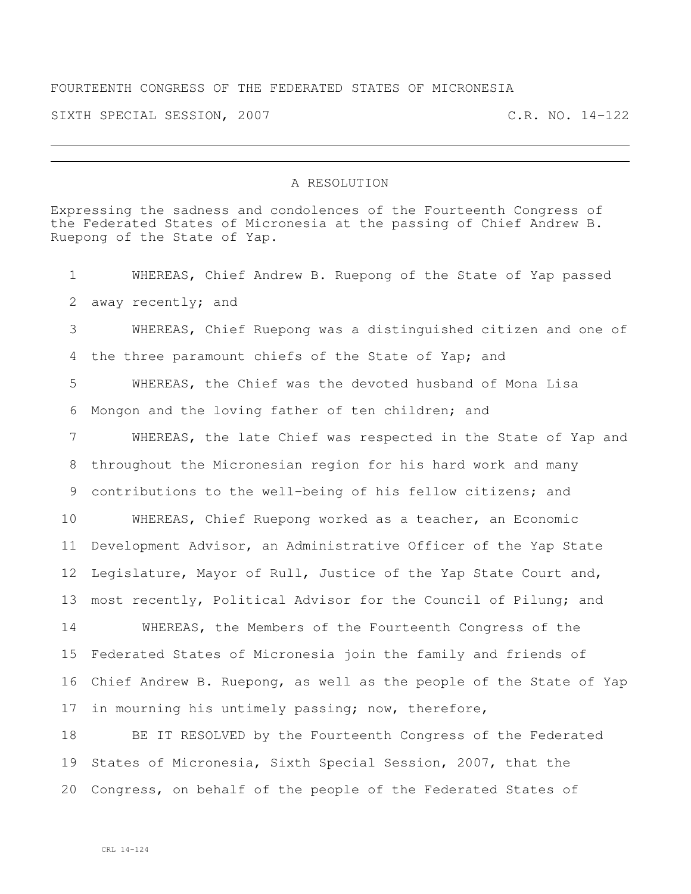FOURTEENTH CONGRESS OF THE FEDERATED STATES OF MICRONESIA

SIXTH SPECIAL SESSION, 2007 C.R. NO. 14-122

---

## A RESOLUTION

Expressing the sadness and condolences of the Fourteenth Congress of the Federated States of Micronesia at the passing of Chief Andrew B. Ruepong of the State of Yap.

1 WHEREAS, Chief Andrew B. Ruepong of the State of Yap passed
2 away recently; and
3 WHEREAS, Chief Ruepong was a distinguished citizen and one of
4 the three paramount chiefs of the State of Yap; and
5 WHEREAS, the Chief was the devoted husband of Mona Lisa
6 Mongon and the loving father of ten children; and
7 WHEREAS, the late Chief was respected in the State of Yap and
8 throughout the Micronesian region for his hard work and many
9 contributions to the well-being of his fellow citizens; and
10 WHEREAS, Chief Ruepong worked as a teacher, an Economic
11 Development Advisor, an Administrative Officer of the Yap State
12 Legislature, Mayor of Rull, Justice of the Yap State Court and,
13 most recently, Political Advisor for the Council of Pilung; and
14 WHEREAS, the Members of the Fourteenth Congress of the
15 Federated States of Micronesia join the family and friends of
16 Chief Andrew B. Ruepong, as well as the people of the State of Yap
17 in mourning his untimely passing; now, therefore,
18 BE IT RESOLVED by the Fourteenth Congress of the Federated
19 States of Micronesia, Sixth Special Session, 2007, that the
20 Congress, on behalf of the people of the Federated States of

CRL 14-124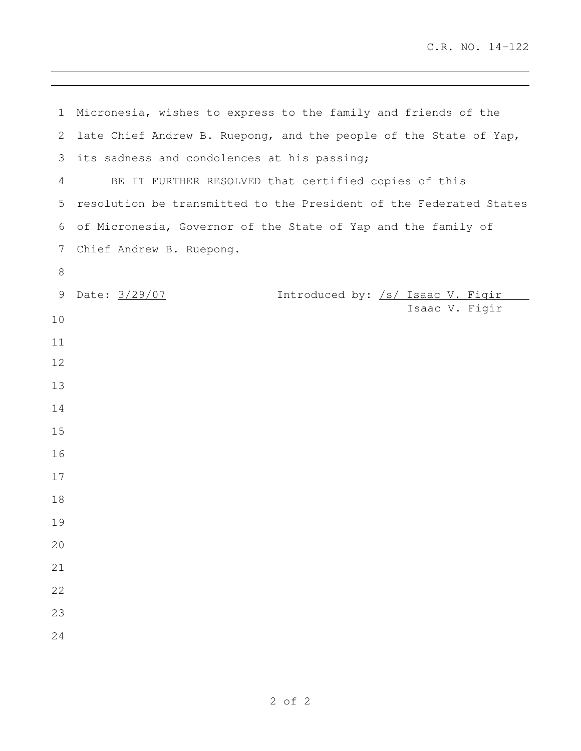Micronesia, wishes to express to the family and friends of the late Chief Andrew B. Ruepong, and the people of the State of Yap, its sadness and condolences at his passing;

BE IT FURTHER RESOLVED that certified copies of this resolution be transmitted to the President of the Federated States of Micronesia, Governor of the State of Yap and the family of Chief Andrew B. Ruepong.

Date: 3/29/07

Introduced by: /s/ Isaac V. Figir
Isaac V. Figir